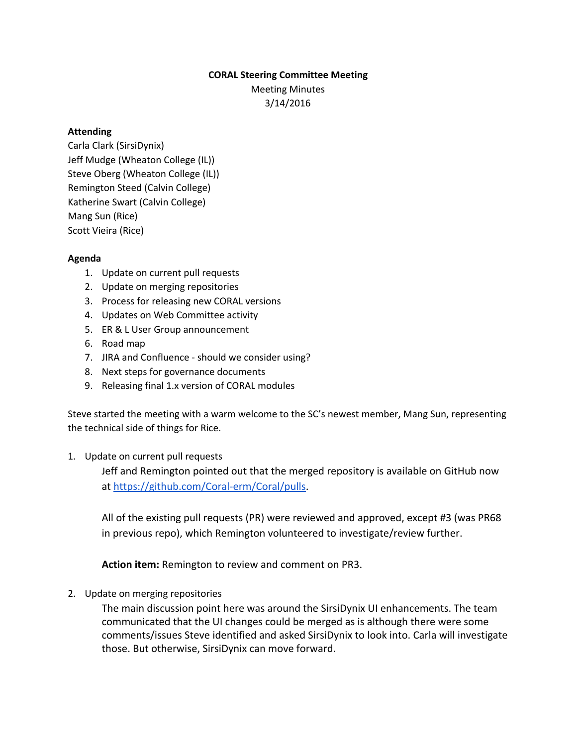**CORAL Steering Committee Meeting**

Meeting Minutes

3/14/2016

**Attending**

Carla Clark (SirsiDynix)
Jeff Mudge (Wheaton College (IL))
Steve Oberg (Wheaton College (IL))
Remington Steed (Calvin College)
Katherine Swart (Calvin College)
Mang Sun (Rice)
Scott Vieira (Rice)

**Agenda**

1. Update on current pull requests
2. Update on merging repositories
3. Process for releasing new CORAL versions
4. Updates on Web Committee activity
5. ER & L User Group announcement
6. Road map
7. JIRA and Confluence - should we consider using?
8. Next steps for governance documents
9. Releasing final 1.x version of CORAL modules

Steve started the meeting with a warm welcome to the SC's newest member, Mang Sun, representing the technical side of things for Rice.

1. Update on current pull requests

   Jeff and Remington pointed out that the merged repository is available on GitHub now at [https://github.com/Coral-erm/Coral/pulls](https://github.com/Coral-erm/Coral/pulls).

   All of the existing pull requests (PR) were reviewed and approved, except #3 (was PR68 in previous repo), which Remington volunteered to investigate/review further.

   **Action item:** Remington to review and comment on PR3.

2. Update on merging repositories

   The main discussion point here was around the SirsiDynix UI enhancements. The team communicated that the UI changes could be merged as is although there were some comments/issues Steve identified and asked SirsiDynix to look into. Carla will investigate those. But otherwise, SirsiDynix can move forward.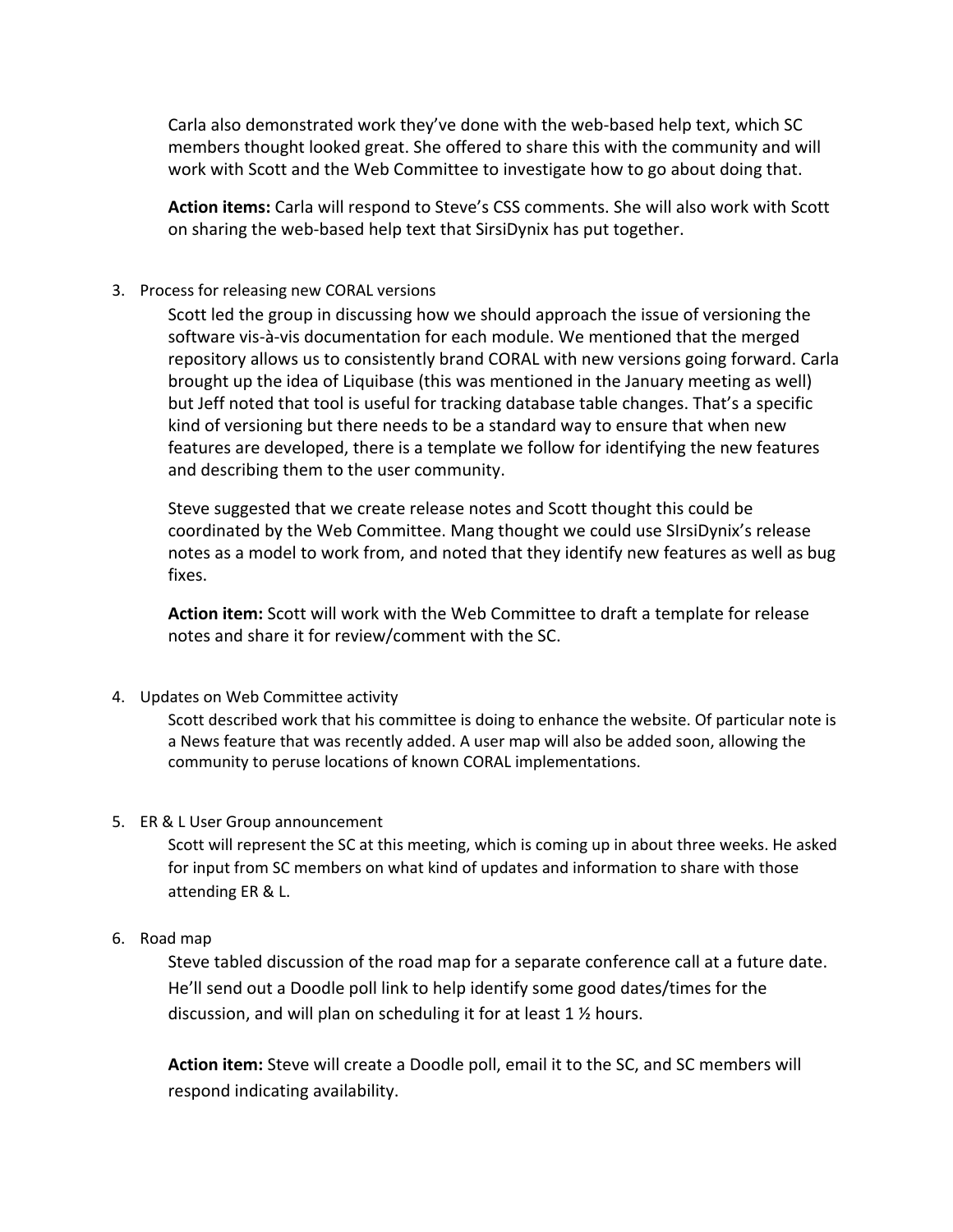Carla also demonstrated work they've done with the web-based help text, which SC members thought looked great. She offered to share this with the community and will work with Scott and the Web Committee to investigate how to go about doing that.

**Action items:** Carla will respond to Steve's CSS comments. She will also work with Scott on sharing the web-based help text that SirsiDynix has put together.

3. Process for releasing new CORAL versions

   Scott led the group in discussing how we should approach the issue of versioning the software vis-à-vis documentation for each module. We mentioned that the merged repository allows us to consistently brand CORAL with new versions going forward. Carla brought up the idea of Liquibase (this was mentioned in the January meeting as well) but Jeff noted that tool is useful for tracking database table changes. That's a specific kind of versioning but there needs to be a standard way to ensure that when new features are developed, there is a template we follow for identifying the new features and describing them to the user community.

   Steve suggested that we create release notes and Scott thought this could be coordinated by the Web Committee. Mang thought we could use SIrsiDynix's release notes as a model to work from, and noted that they identify new features as well as bug fixes.

   **Action item:** Scott will work with the Web Committee to draft a template for release notes and share it for review/comment with the SC.

4. Updates on Web Committee activity

   Scott described work that his committee is doing to enhance the website. Of particular note is a News feature that was recently added. A user map will also be added soon, allowing the community to peruse locations of known CORAL implementations.

5. ER & L User Group announcement

   Scott will represent the SC at this meeting, which is coming up in about three weeks. He asked for input from SC members on what kind of updates and information to share with those attending ER & L.

6. Road map

   Steve tabled discussion of the road map for a separate conference call at a future date. He'll send out a Doodle poll link to help identify some good dates/times for the discussion, and will plan on scheduling it for at least 1 ½ hours.

   **Action item:** Steve will create a Doodle poll, email it to the SC, and SC members will respond indicating availability.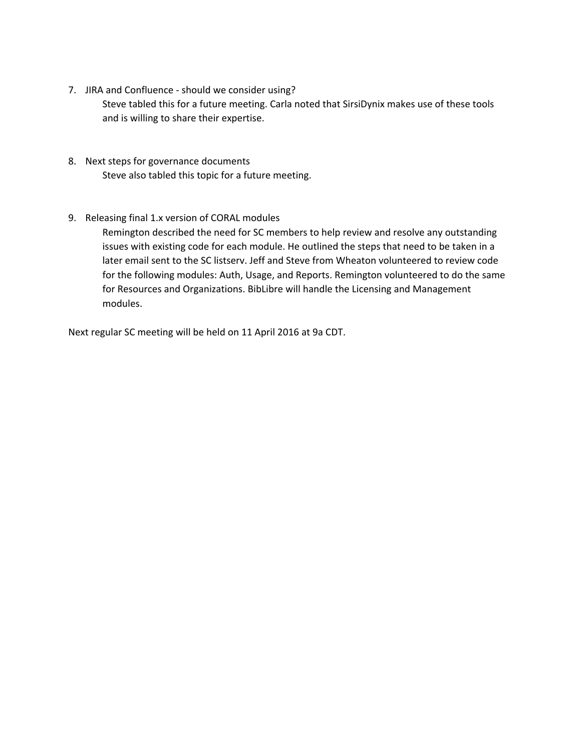7. JIRA and Confluence - should we consider using?

   Steve tabled this for a future meeting. Carla noted that SirsiDynix makes use of these tools and is willing to share their expertise.

8. Next steps for governance documents

   Steve also tabled this topic for a future meeting.

9. Releasing final 1.x version of CORAL modules

   Remington described the need for SC members to help review and resolve any outstanding issues with existing code for each module. He outlined the steps that need to be taken in a later email sent to the SC listserv. Jeff and Steve from Wheaton volunteered to review code for the following modules: Auth, Usage, and Reports. Remington volunteered to do the same for Resources and Organizations. BibLibre will handle the Licensing and Management modules.

Next regular SC meeting will be held on 11 April 2016 at 9a CDT.